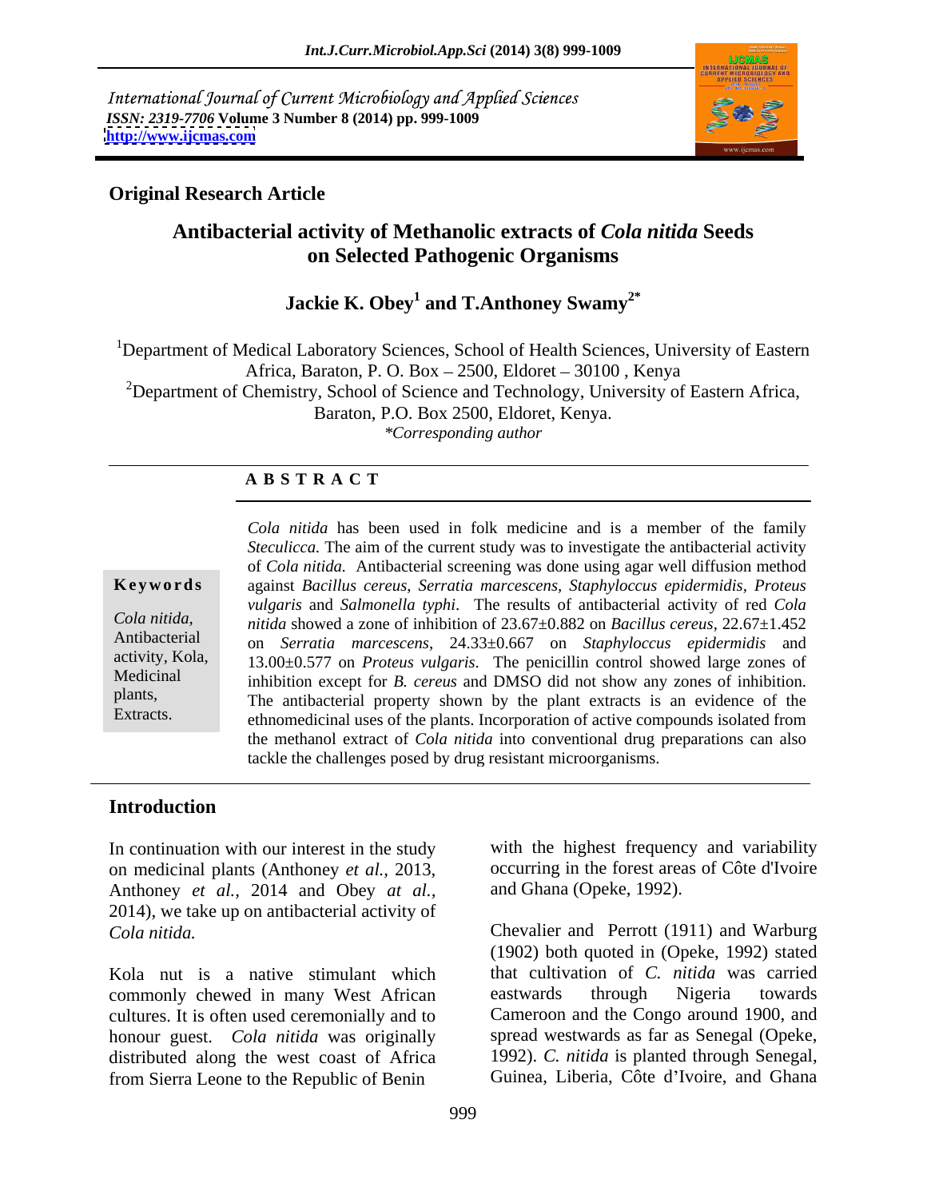International Journal of Current Microbiology and Applied Sciences
*ISSN: 2319-7706* **Volume 3 Number 8 (2014) pp. 999-1009**
**http://www.ijcmas.com**

**Original Research Article**

# Antibacterial activity of Methanolic extracts of *Cola nitida* Seeds on Selected Pathogenic Organisms

**Jackie K. Obey[1] and T.Anthoney Swamy[2*]**

[1]Department of Medical Laboratory Sciences, School of Health Sciences, University of Eastern Africa, Baraton, P. O. Box – 2500, Eldoret – 30100 , Kenya
[2]Department of Chemistry, School of Science and Technology, University of Eastern Africa, Baraton, P.O. Box 2500, Eldoret, Kenya.
*\*Corresponding author*

**A B S T R A C T**

**Keywords**

*Cola nitida*, Antibacterial activity, Kola, Medicinal plants, Extracts.

*Cola nitida* has been used in folk medicine and is a member of the family *Steculicca.* The aim of the current study was to investigate the antibacterial activity of *Cola nitida.* Antibacterial screening was done using agar well diffusion method against *Bacillus cereus, Serratia marcescens, Staphyloccus epidermidis, Proteus vulgaris* and *Salmonella typhi*. The results of antibacterial activity of red *Cola nitida* showed a zone of inhibition of 23.67±0.882 on *Bacillus cereus*, 22.67±1.452 on *Serratia marcescens*, 24.33±0.667 on *Staphyloccus epidermidis* and 13.00±0.577 on *Proteus vulgaris*. The penicillin control showed large zones of inhibition except for *B. cereus* and DMSO did not show any zones of inhibition. The antibacterial property shown by the plant extracts is an evidence of the ethnomedicinal uses of the plants. Incorporation of active compounds isolated from the methanol extract of *Cola nitida* into conventional drug preparations can also tackle the challenges posed by drug resistant microorganisms.

## Introduction

In continuation with our interest in the study on medicinal plants (Anthoney *et al.,* 2013, Anthoney *et al.,* 2014 and Obey *at al.,* 2014), we take up on antibacterial activity of *Cola nitida.*

Kola nut is a native stimulant which commonly chewed in many West African cultures. It is often used ceremonially and to honour guest. *Cola nitida* was originally distributed along the west coast of Africa from Sierra Leone to the Republic of Benin with the highest frequency and variability occurring in the forest areas of Côte d'Ivoire and Ghana (Opeke, 1992).

Chevalier and Perrott (1911) and Warburg (1902) both quoted in (Opeke, 1992) stated that cultivation of *C. nitida* was carried eastwards through Nigeria towards Cameroon and the Congo around 1900, and spread westwards as far as Senegal (Opeke, 1992). *C. nitida* is planted through Senegal, Guinea, Liberia, Côte d'Ivoire, and Ghana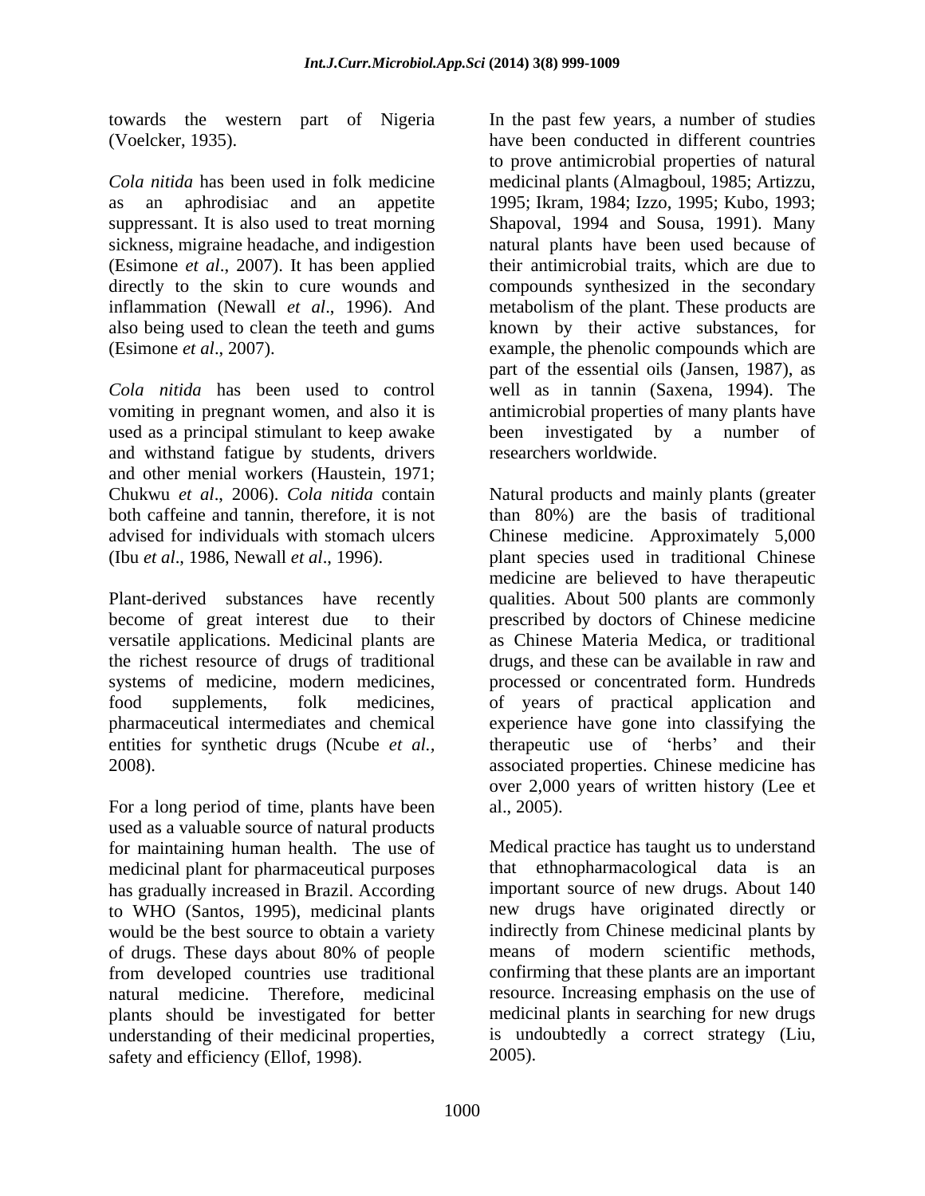towards the western part of Nigeria (Voelcker, 1935).

*Cola nitida* has been used in folk medicine as an aphrodisiac and an appetite suppressant. It is also used to treat morning sickness, migraine headache, and indigestion (Esimone *et al*., 2007). It has been applied directly to the skin to cure wounds and inflammation (Newall *et al*., 1996). And also being used to clean the teeth and gums (Esimone *et al*., 2007).

*Cola nitida* has been used to control vomiting in pregnant women, and also it is used as a principal stimulant to keep awake and withstand fatigue by students, drivers and other menial workers (Haustein, 1971; Chukwu *et al*., 2006). *Cola nitida* contain both caffeine and tannin, therefore, it is not advised for individuals with stomach ulcers (Ibu *et al*., 1986, Newall *et al*., 1996).

Plant-derived substances have recently become of great interest due to their versatile applications. Medicinal plants are the richest resource of drugs of traditional systems of medicine, modern medicines, food supplements, folk medicines, pharmaceutical intermediates and chemical entities for synthetic drugs (Ncube *et al.*, 2008).

For a long period of time, plants have been used as a valuable source of natural products for maintaining human health. The use of medicinal plant for pharmaceutical purposes has gradually increased in Brazil. According to WHO (Santos, 1995), medicinal plants would be the best source to obtain a variety of drugs. These days about 80% of people from developed countries use traditional natural medicine. Therefore, medicinal plants should be investigated for better understanding of their medicinal properties, safety and efficiency (Ellof, 1998).

In the past few years, a number of studies have been conducted in different countries to prove antimicrobial properties of natural medicinal plants (Almagboul, 1985; Artizzu, 1995; Ikram, 1984; Izzo, 1995; Kubo, 1993; Shapoval, 1994 and Sousa, 1991). Many natural plants have been used because of their antimicrobial traits, which are due to compounds synthesized in the secondary metabolism of the plant. These products are known by their active substances, for example, the phenolic compounds which are part of the essential oils (Jansen, 1987), as well as in tannin (Saxena, 1994). The antimicrobial properties of many plants have been investigated by a number of researchers worldwide.

Natural products and mainly plants (greater than 80%) are the basis of traditional Chinese medicine. Approximately 5,000 plant species used in traditional Chinese medicine are believed to have therapeutic qualities. About 500 plants are commonly prescribed by doctors of Chinese medicine as Chinese Materia Medica, or traditional drugs, and these can be available in raw and processed or concentrated form. Hundreds of years of practical application and experience have gone into classifying the therapeutic use of 'herbs' and their associated properties. Chinese medicine has over 2,000 years of written history (Lee et al., 2005).

Medical practice has taught us to understand that ethnopharmacological data is an important source of new drugs. About 140 new drugs have originated directly or indirectly from Chinese medicinal plants by means of modern scientific methods, confirming that these plants are an important resource. Increasing emphasis on the use of medicinal plants in searching for new drugs is undoubtedly a correct strategy (Liu, 2005).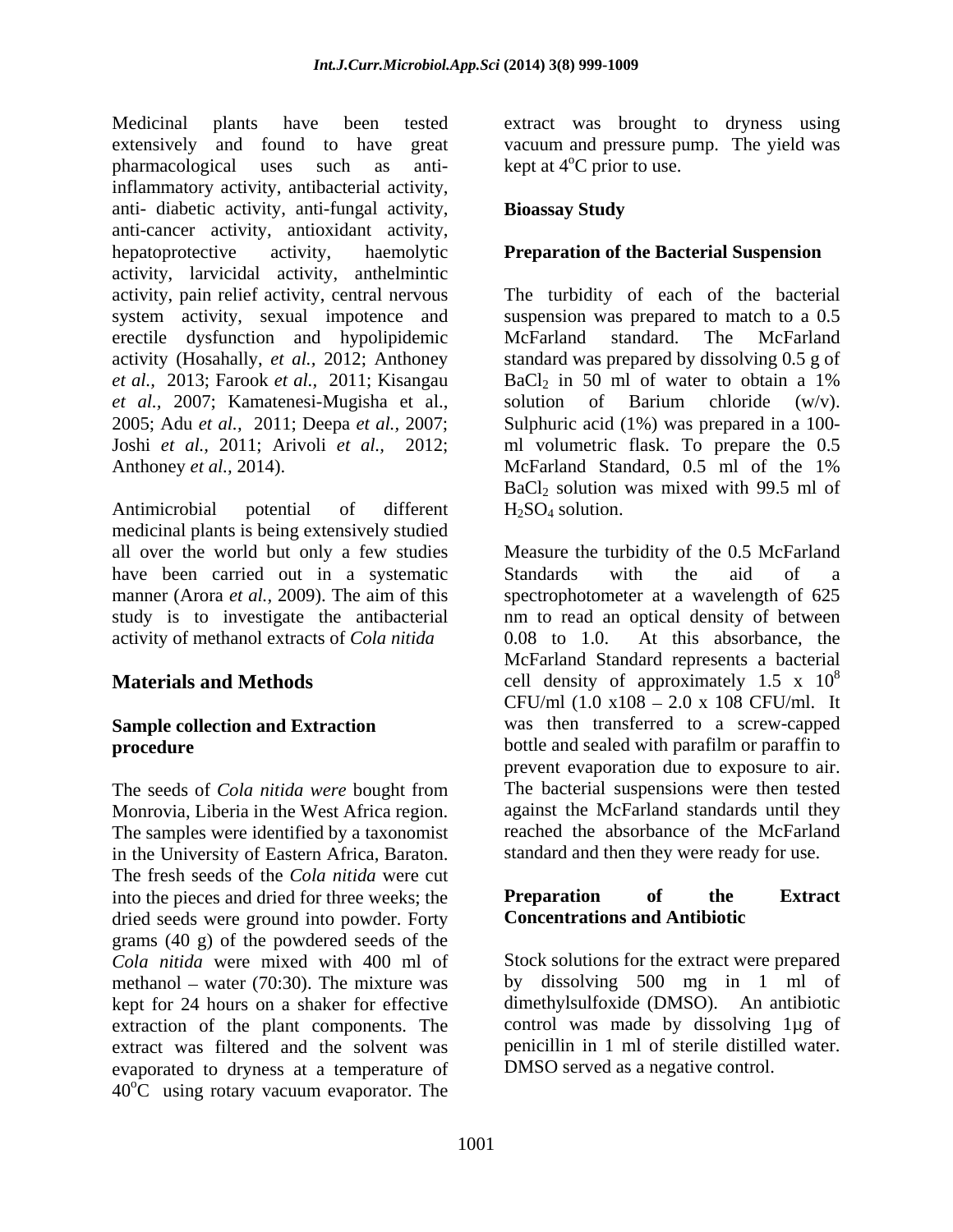Medicinal plants have been tested extensively and found to have great pharmacological uses such as anti-inflammatory activity, antibacterial activity, anti- diabetic activity, anti-fungal activity, anti-cancer activity, antioxidant activity, hepatoprotective activity, haemolytic activity, larvicidal activity, anthelmintic activity, pain relief activity, central nervous system activity, sexual impotence and erectile dysfunction and hypolipidemic activity (Hosahally, *et al.,* 2012; Anthoney *et al.,* 2013; Farook *et al.,* 2011; Kisangau *et al.,* 2007; Kamatenesi-Mugisha et al., 2005; Adu *et al.,* 2011; Deepa *et al.,* 2007; Joshi *et al.,* 2011; Arivoli *et al.,* 2012; Anthoney *et al.,* 2014).

Antimicrobial potential of different medicinal plants is being extensively studied all over the world but only a few studies have been carried out in a systematic manner (Arora *et al.*, 2009). The aim of this study is to investigate the antibacterial activity of methanol extracts of *Cola nitida*

## Materials and Methods

### Sample collection and Extraction procedure

The seeds of *Cola nitida were* bought from Monrovia, Liberia in the West Africa region. The samples were identified by a taxonomist in the University of Eastern Africa, Baraton. The fresh seeds of the *Cola nitida* were cut into the pieces and dried for three weeks; the dried seeds were ground into powder. Forty grams (40 g) of the powdered seeds of the *Cola nitida* were mixed with 400 ml of methanol – water (70:30). The mixture was kept for 24 hours on a shaker for effective extraction of the plant components. The extract was filtered and the solvent was evaporated to dryness at a temperature of 40$^{o}$C using rotary vacuum evaporator. The extract was brought to dryness using vacuum and pressure pump. The yield was kept at 4$^{o}$C prior to use.

### Bioassay Study

### Preparation of the Bacterial Suspension

The turbidity of each of the bacterial suspension was prepared to match to a 0.5 McFarland standard. The McFarland standard was prepared by dissolving 0.5 g of $BaCl_2$ in 50 ml of water to obtain a 1% solution of Barium chloride (w/v). Sulphuric acid (1%) was prepared in a 100-ml volumetric flask. To prepare the 0.5 McFarland Standard, 0.5 ml of the 1% $BaCl_2$ solution was mixed with 99.5 ml of $H_2SO_4$ solution.

Measure the turbidity of the 0.5 McFarland Standards with the aid of a spectrophotometer at a wavelength of 625 nm to read an optical density of between 0.08 to 1.0. At this absorbance, the McFarland Standard represents a bacterial cell density of approximately 1.5 x $10^8$ CFU/ml (1.0 x108 – 2.0 x 108 CFU/ml. It was then transferred to a screw-capped bottle and sealed with parafilm or paraffin to prevent evaporation due to exposure to air. The bacterial suspensions were then tested against the McFarland standards until they reached the absorbance of the McFarland standard and then they were ready for use.

### Preparation of the Extract Concentrations and Antibiotic

Stock solutions for the extract were prepared by dissolving 500 mg in 1 ml of dimethylsulfoxide (DMSO). An antibiotic control was made by dissolving 1µg of penicillin in 1 ml of sterile distilled water. DMSO served as a negative control.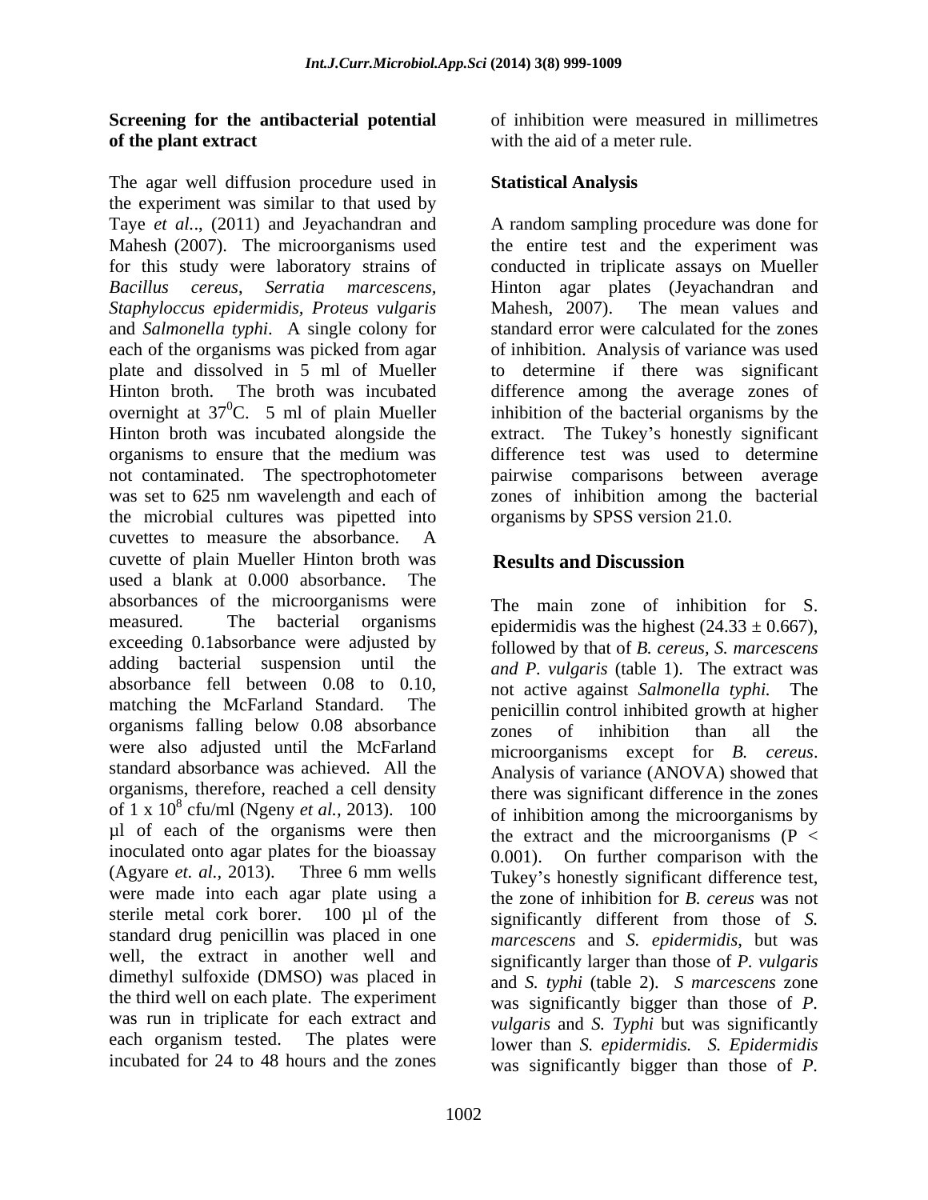### Screening for the antibacterial potential of the plant extract

The agar well diffusion procedure used in the experiment was similar to that used by Taye *et al*.., (2011) and Jeyachandran and Mahesh (2007). The microorganisms used for this study were laboratory strains of *Bacillus cereus*, *Serratia marcescens*, *Staphyloccus epidermidis*, *Proteus vulgaris* and *Salmonella typhi*. A single colony for each of the organisms was picked from agar plate and dissolved in 5 ml of Mueller Hinton broth. The broth was incubated overnight at $37^0$C. 5 ml of plain Mueller Hinton broth was incubated alongside the organisms to ensure that the medium was not contaminated. The spectrophotometer was set to 625 nm wavelength and each of the microbial cultures was pipetted into cuvettes to measure the absorbance. A cuvette of plain Mueller Hinton broth was used a blank at 0.000 absorbance. The absorbances of the microorganisms were measured. The bacterial organisms exceeding 0.1absorbance were adjusted by adding bacterial suspension until the absorbance fell between 0.08 to 0.10, matching the McFarland Standard. The organisms falling below 0.08 absorbance were also adjusted until the McFarland standard absorbance was achieved. All the organisms, therefore, reached a cell density of $1 \times 10^8$ cfu/ml (Ngeny *et al.,* 2013). 100 µl of each of the organisms were then inoculated onto agar plates for the bioassay (Agyare *et. al.,* 2013). Three 6 mm wells were made into each agar plate using a sterile metal cork borer. 100 µl of the standard drug penicillin was placed in one well, the extract in another well and dimethyl sulfoxide (DMSO) was placed in the third well on each plate. The experiment was run in triplicate for each extract and each organism tested. The plates were incubated for 24 to 48 hours and the zones of inhibition were measured in millimetres with the aid of a meter rule.

### Statistical Analysis

A random sampling procedure was done for the entire test and the experiment was conducted in triplicate assays on Mueller Hinton agar plates (Jeyachandran and Mahesh, 2007). The mean values and standard error were calculated for the zones of inhibition. Analysis of variance was used to determine if there was significant difference among the average zones of inhibition of the bacterial organisms by the extract. The Tukey's honestly significant difference test was used to determine pairwise comparisons between average zones of inhibition among the bacterial organisms by SPSS version 21.0.

## Results and Discussion

The main zone of inhibition for S. epidermidis was the highest ($24.33 \pm 0.667$), followed by that of *B. cereus, S. marcescens and P. vulgaris* (table 1). The extract was not active against *Salmonella typhi.* The penicillin control inhibited growth at higher zones of inhibition than all the microorganisms except for *B. cereus*. Analysis of variance (ANOVA) showed that there was significant difference in the zones of inhibition among the microorganisms by the extract and the microorganisms ($P < 0.001$). On further comparison with the Tukey's honestly significant difference test, the zone of inhibition for *B. cereus* was not significantly different from those of *S. marcescens* and *S. epidermidis*, but was significantly larger than those of *P. vulgaris* and *S. typhi* (table 2). *S marcescens* zone was significantly bigger than those of *P. vulgaris* and *S. Typhi* but was significantly lower than *S. epidermidis. S. Epidermidis* was significantly bigger than those of *P.*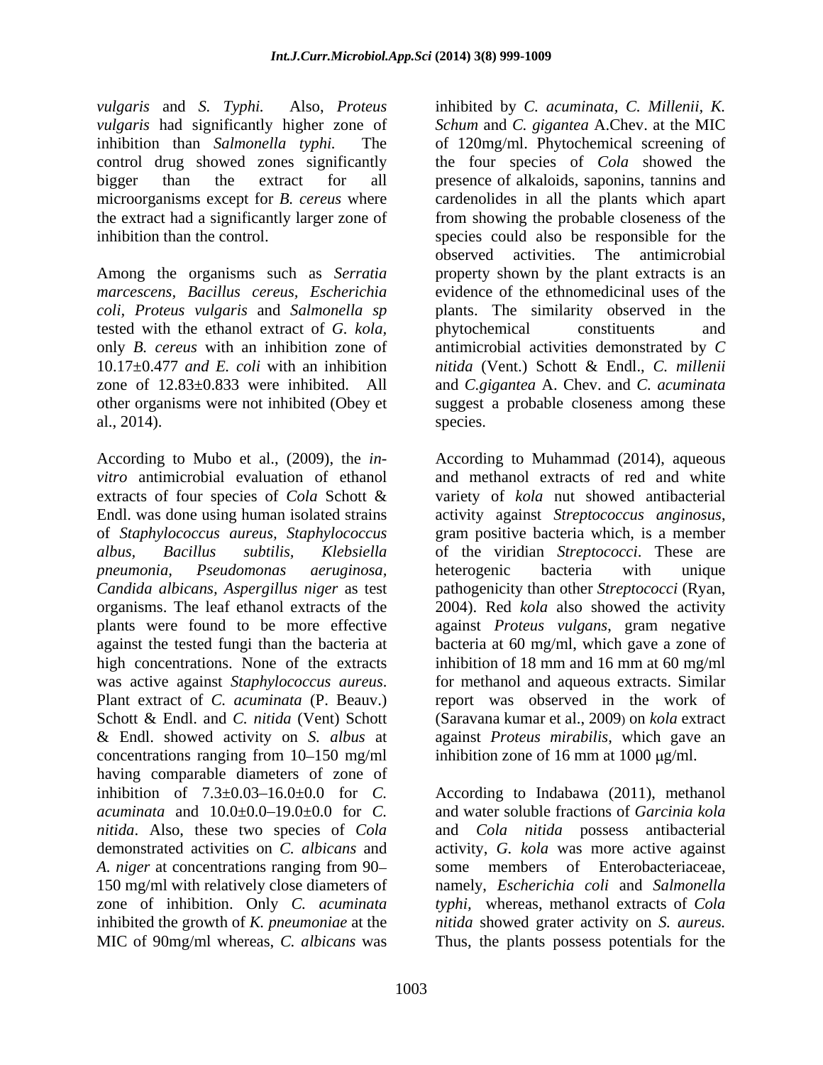*vulgaris* and *S. Typhi.* Also, *Proteus vulgaris* had significantly higher zone of inhibition than *Salmonella typhi.* The control drug showed zones significantly bigger than the extract for all microorganisms except for *B. cereus* where the extract had a significantly larger zone of inhibition than the control.

Among the organisms such as *Serratia marcescens*, *Bacillus cereus*, *Escherichia coli*, *Proteus vulgaris* and *Salmonella sp* tested with the ethanol extract of *G. kola,* only *B. cereus* with an inhibition zone of 10.17±0.477 *and E. coli* with an inhibition zone of 12.83±0.833 were inhibited. All other organisms were not inhibited (Obey et al., 2014).

According to Mubo et al., (2009), the *in-vitro* antimicrobial evaluation of ethanol extracts of four species of *Cola* Schott & Endl. was done using human isolated strains of *Staphylococcus aureus, Staphylococcus albus, Bacillus subtilis, Klebsiella pneumonia, Pseudomonas aeruginosa, Candida albicans, Aspergillus niger* as test organisms. The leaf ethanol extracts of the plants were found to be more effective against the tested fungi than the bacteria at high concentrations. None of the extracts was active against *Staphylococcus aureus*. Plant extract of *C. acuminata* (P. Beauv.) Schott & Endl. and *C. nitida* (Vent) Schott & Endl. showed activity on *S. albus* at concentrations ranging from 10–150 mg/ml having comparable diameters of zone of inhibition of 7.3±0.03–16.0±0.0 for *C. acuminata* and 10.0±0.0–19.0±0.0 for *C. nitida*. Also, these two species of *Cola* demonstrated activities on *C. albicans* and *A. niger* at concentrations ranging from 90–150 mg/ml with relatively close diameters of zone of inhibition. Only *C. acuminata* inhibited the growth of *K. pneumoniae* at the MIC of 90mg/ml whereas, *C. albicans* was inhibited by *C. acuminata, C. Millenii, K. Schum* and *C. gigantea* A.Chev. at the MIC of 120mg/ml. Phytochemical screening of the four species of *Cola* showed the presence of alkaloids, saponins, tannins and cardenolides in all the plants which apart from showing the probable closeness of the species could also be responsible for the observed activities. The antimicrobial property shown by the plant extracts is an evidence of the ethnomedicinal uses of the plants. The similarity observed in the phytochemical constituents and antimicrobial activities demonstrated by *C nitida* (Vent.) Schott & Endl., *C. millenii* and *C.gigantea* A. Chev. and *C. acuminata* suggest a probable closeness among these species.

According to Muhammad (2014), aqueous and methanol extracts of red and white variety of *kola* nut showed antibacterial activity against *Streptococcus anginosus*, gram positive bacteria which, is a member of the viridian *Streptococci*. These are heterogenic bacteria with unique pathogenicity than other *Streptococci* (Ryan, 2004). Red *kola* also showed the activity against *Proteus vulgans*, gram negative bacteria at 60 mg/ml, which gave a zone of inhibition of 18 mm and 16 mm at 60 mg/ml for methanol and aqueous extracts. Similar report was observed in the work of (Saravana kumar et al., 2009) on *kola* extract against *Proteus mirabilis*, which gave an inhibition zone of 16 mm at 1000 μg/ml.

According to Indabawa (2011), methanol and water soluble fractions of *Garcinia kola* and *Cola nitida* possess antibacterial activity, *G. kola* was more active against some members of Enterobacteriaceae, namely, *Escherichia coli* and *Salmonella typhi,* whereas, methanol extracts of *Cola nitida* showed grater activity on *S. aureus.* Thus, the plants possess potentials for the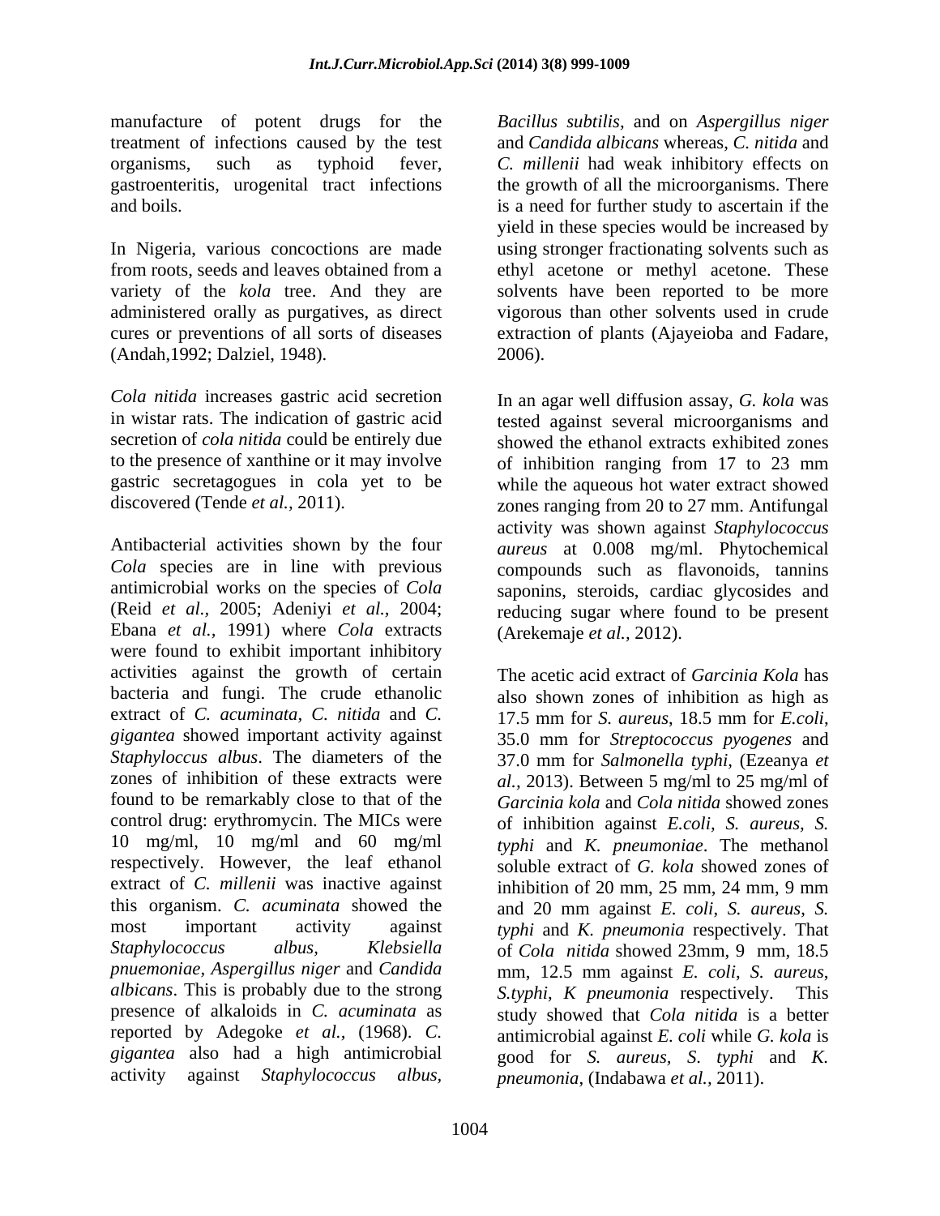manufacture of potent drugs for the treatment of infections caused by the test organisms, such as typhoid fever, gastroenteritis, urogenital tract infections and boils.

In Nigeria, various concoctions are made from roots, seeds and leaves obtained from a variety of the *kola* tree. And they are administered orally as purgatives, as direct cures or preventions of all sorts of diseases (Andah,1992; Dalziel, 1948).

*Cola nitida* increases gastric acid secretion in wistar rats. The indication of gastric acid secretion of *cola nitida* could be entirely due to the presence of xanthine or it may involve gastric secretagogues in cola yet to be discovered (Tende *et al.,* 2011).

Antibacterial activities shown by the four *Cola* species are in line with previous antimicrobial works on the species of *Cola* (Reid *et al.,* 2005; Adeniyi *et al.,* 2004; Ebana *et al.,* 1991) where *Cola* extracts were found to exhibit important inhibitory activities against the growth of certain bacteria and fungi. The crude ethanolic extract of *C. acuminata, C. nitida* and *C. gigantea* showed important activity against *Staphyloccus albus*. The diameters of the zones of inhibition of these extracts were found to be remarkably close to that of the control drug: erythromycin. The MICs were 10 mg/ml, 10 mg/ml and 60 mg/ml respectively. However, the leaf ethanol extract of *C. millenii* was inactive against this organism. *C. acuminata* showed the most important activity against *Staphylococcus albus*, *Klebsiella pnuemoniae*, *Aspergillus niger* and *Candida albicans*. This is probably due to the strong presence of alkaloids in *C. acuminata* as reported by Adegoke *et al.,* (1968). *C. gigantea* also had a high antimicrobial activity against *Staphylococcus albus*, *Bacillus subtilis*, and on *Aspergillus niger* and *Candida albicans* whereas, *C. nitida* and *C. millenii* had weak inhibitory effects on the growth of all the microorganisms. There is a need for further study to ascertain if the yield in these species would be increased by using stronger fractionating solvents such as ethyl acetone or methyl acetone. These solvents have been reported to be more vigorous than other solvents used in crude extraction of plants (Ajayeioba and Fadare, 2006).

In an agar well diffusion assay, *G. kola* was tested against several microorganisms and showed the ethanol extracts exhibited zones of inhibition ranging from 17 to 23 mm while the aqueous hot water extract showed zones ranging from 20 to 27 mm. Antifungal activity was shown against *Staphylococcus aureus* at 0.008 mg/ml. Phytochemical compounds such as flavonoids, tannins saponins, steroids, cardiac glycosides and reducing sugar where found to be present (Arekemaje *et al.,* 2012).

The acetic acid extract of *Garcinia Kola* has also shown zones of inhibition as high as 17.5 mm for *S. aureus*, 18.5 mm for *E.coli*, 35.0 mm for *Streptococcus pyogenes* and 37.0 mm for *Salmonella typhi*, (Ezeanya *et al.,* 2013). Between 5 mg/ml to 25 mg/ml of *Garcinia kola* and *Cola nitida* showed zones of inhibition against *E.coli, S. aureus, S. typhi* and *K. pneumoniae*. The methanol soluble extract of *G. kola* showed zones of inhibition of 20 mm, 25 mm, 24 mm, 9 mm and 20 mm against *E. coli*, *S. aureus*, *S. typhi* and *K. pneumonia* respectively. That of *Cola nitida* showed 23mm, 9 mm, 18.5 mm, 12.5 mm against *E. coli*, *S. aureus*, *S.typhi*, *K pneumonia* respectively. This study showed that *Cola nitida* is a better antimicrobial against *E. coli* while *G. kola* is good for *S. aureus, S. typhi* and *K. pneumonia*, (Indabawa *et al.,* 2011).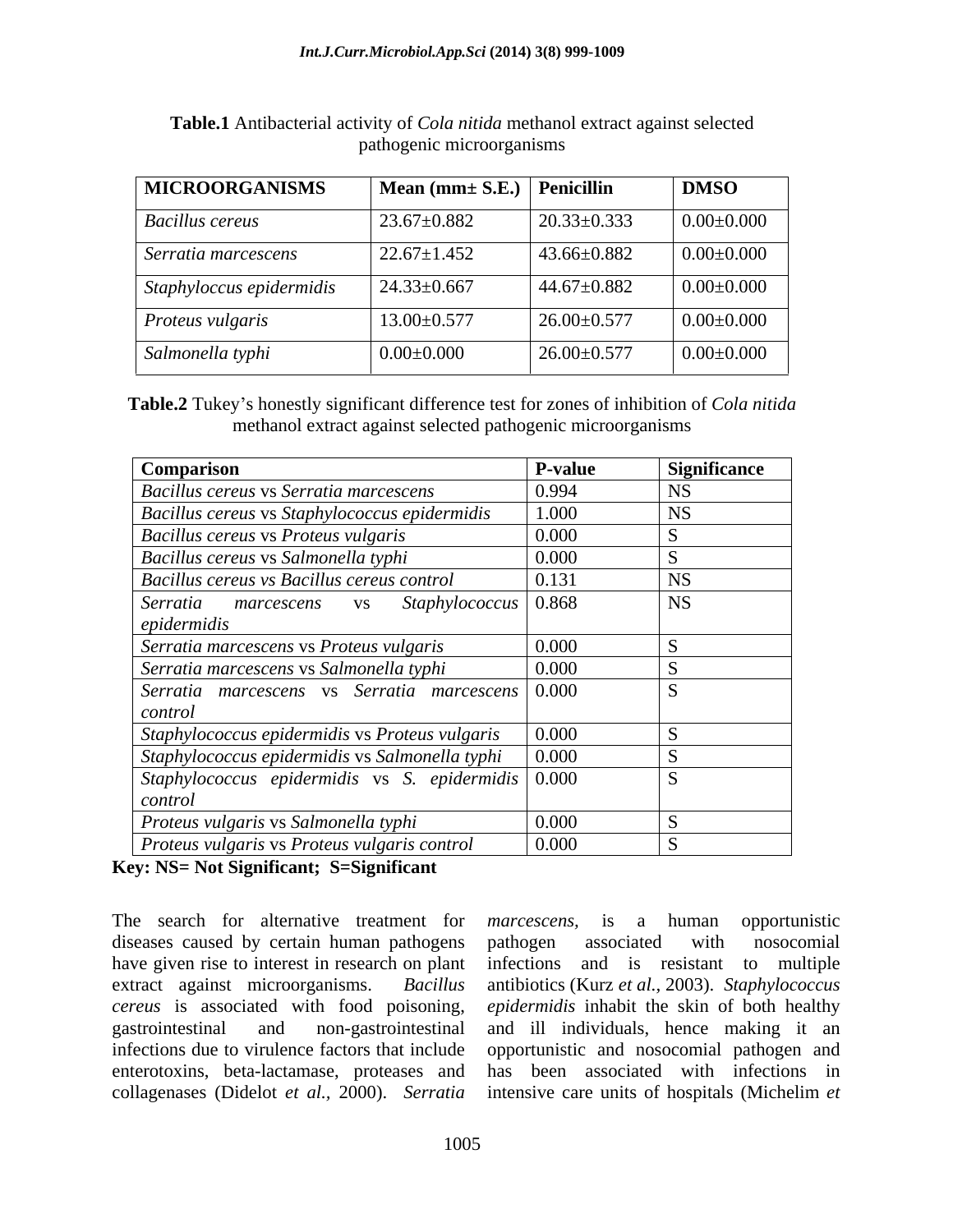**Table.1** Antibacterial activity of *Cola nitida* methanol extract against selected pathogenic microorganisms

| MICROORGANISMS | Mean (mm± S.E.) | Penicillin | DMSO |
|---|---|---|---|
| *Bacillus cereus* | 23.67±0.882 | 20.33±0.333 | 0.00±0.000 |
| *Serratia marcescens* | 22.67±1.452 | 43.66±0.882 | 0.00±0.000 |
| *Staphyloccus epidermidis* | 24.33±0.667 | 44.67±0.882 | 0.00±0.000 |
| *Proteus vulgaris* | 13.00±0.577 | 26.00±0.577 | 0.00±0.000 |
| *Salmonella typhi* | 0.00±0.000 | 26.00±0.577 | 0.00±0.000 |

**Table.2** Tukey's honestly significant difference test for zones of inhibition of *Cola nitida* methanol extract against selected pathogenic microorganisms

| Comparison | P-value | Significance |
|---|---|---|
| *Bacillus cereus* vs *Serratia marcescens* | 0.994 | NS |
| *Bacillus cereus* vs *Staphylococcus epidermidis* | 1.000 | NS |
| *Bacillus cereus* vs *Proteus vulgaris* | 0.000 | S |
| *Bacillus cereus* vs *Salmonella typhi* | 0.000 | S |
| *Bacillus cereus vs Bacillus cereus control* | 0.131 | NS |
| *Serratia marcescens* vs *Staphylococcus epidermidis* | 0.868 | NS |
| *Serratia marcescens* vs *Proteus vulgaris* | 0.000 | S |
| *Serratia marcescens* vs *Salmonella typhi* | 0.000 | S |
| *Serratia marcescens* vs *Serratia marcescens control* | 0.000 | S |
| *Staphylococcus epidermidis* vs *Proteus vulgaris* | 0.000 | S |
| *Staphylococcus epidermidis* vs *Salmonella typhi* | 0.000 | S |
| *Staphylococcus epidermidis* vs *S. epidermidis control* | 0.000 | S |
| *Proteus vulgaris* vs *Salmonella typhi* | 0.000 | S |
| *Proteus vulgaris* vs *Proteus vulgaris control* | 0.000 | S |

**Key: NS= Not Significant; S=Significant**

The search for alternative treatment for diseases caused by certain human pathogens have given rise to interest in research on plant extract against microorganisms. *Bacillus cereus* is associated with food poisoning, gastrointestinal and non-gastrointestinal infections due to virulence factors that include enterotoxins, beta-lactamase, proteases and collagenases (Didelot *et al.*, 2000). *Serratia marcescens,* is a human opportunistic pathogen associated with nosocomial infections and is resistant to multiple antibiotics (Kurz *et al.*, 2003). *Staphylococcus epidermidis* inhabit the skin of both healthy and ill individuals, hence making it an opportunistic and nosocomial pathogen and has been associated with infections in intensive care units of hospitals (Michelim *et*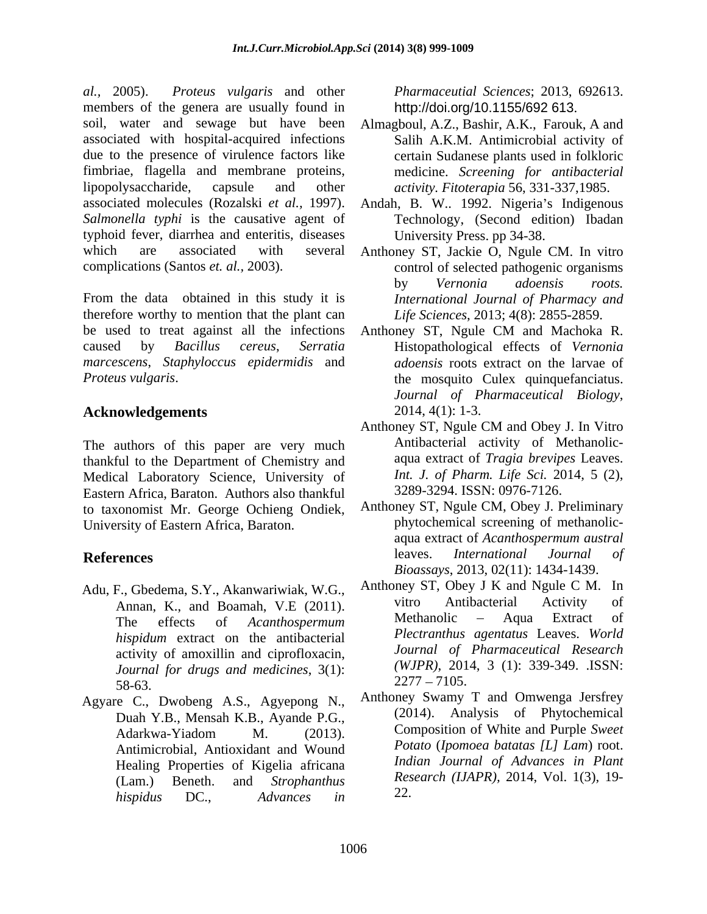*al.,* 2005). *Proteus vulgaris* and other members of the genera are usually found in soil, water and sewage but have been associated with hospital-acquired infections due to the presence of virulence factors like fimbriae, flagella and membrane proteins, lipopolysaccharide, capsule and other associated molecules (Rozalski *et al.,* 1997). *Salmonella typhi* is the causative agent of typhoid fever, diarrhea and enteritis, diseases which are associated with several complications (Santos *et. al.,* 2003).

From the data obtained in this study it is therefore worthy to mention that the plant can be used to treat against all the infections caused by *Bacillus cereus*, *Serratia marcescens*, *Staphyloccus epidermidis* and *Proteus vulgaris*.

## Acknowledgements

The authors of this paper are very much thankful to the Department of Chemistry and Medical Laboratory Science, University of Eastern Africa, Baraton. Authors also thankful to taxonomist Mr. George Ochieng Ondiek, University of Eastern Africa, Baraton.

## References

Adu, F., Gbedema, S.Y., Akanwariwiak, W.G., Annan, K., and Boamah, V.E (2011). The effects of *Acanthospermum hispidum* extract on the antibacterial activity of amoxillin and ciprofloxacin, *Journal for drugs and medicines*, 3(1): 58-63.

Agyare C., Dwobeng A.S., Agyepong N., Duah Y.B., Mensah K.B., Ayande P.G., Adarkwa-Yiadom M. (2013). Antimicrobial, Antioxidant and Wound Healing Properties of Kigelia africana (Lam.) Beneth. and *Strophanthus hispidus* DC., *Advances in Pharmaceutial Sciences*; 2013, 692613. http://doi.org/10.1155/692 613.

Almagboul, A.Z., Bashir, A.K., Farouk, A and Salih A.K.M. Antimicrobial activity of certain Sudanese plants used in folkloric medicine. *Screening for antibacterial activity*. *Fitoterapia* 56, 331-337,1985.

Andah, B. W.. 1992. Nigeria's Indigenous Technology, (Second edition) Ibadan University Press. pp 34-38.

Anthoney ST, Jackie O, Ngule CM. In vitro control of selected pathogenic organisms by *Vernonia adoensis roots. International Journal of Pharmacy and Life Sciences*, 2013; 4(8): 2855-2859.

Anthoney ST, Ngule CM and Machoka R. Histopathological effects of *Vernonia adoensis* roots extract on the larvae of the mosquito Culex quinquefanciatus. *Journal of Pharmaceutical Biology*, 2014, 4(1): 1-3.

Anthoney ST, Ngule CM and Obey J. In Vitro Antibacterial activity of Methanolic-aqua extract of *Tragia brevipes* Leaves. *Int. J. of Pharm. Life Sci.* 2014, 5 (2), 3289-3294. ISSN: 0976-7126.

Anthoney ST, Ngule CM, Obey J. Preliminary phytochemical screening of methanolic-aqua extract of *Acanthospermum austral* leaves. *International Journal of Bioassays*, 2013, 02(11): 1434-1439.

Anthoney ST, Obey J K and Ngule C M. In vitro Antibacterial Activity of Methanolic – Aqua Extract of *Plectranthus agentatus* Leaves. *World Journal of Pharmaceutical Research (WJPR)*, 2014, 3 (1): 339-349. .ISSN: 2277 – 7105.

Anthoney Swamy T and Omwenga Jersfrey (2014). Analysis of Phytochemical Composition of White and Purple *Sweet Potato* (*Ipomoea batatas [L] Lam*) root. *Indian Journal of Advances in Plant Research (IJAPR)*, 2014, Vol. 1(3), 19-22.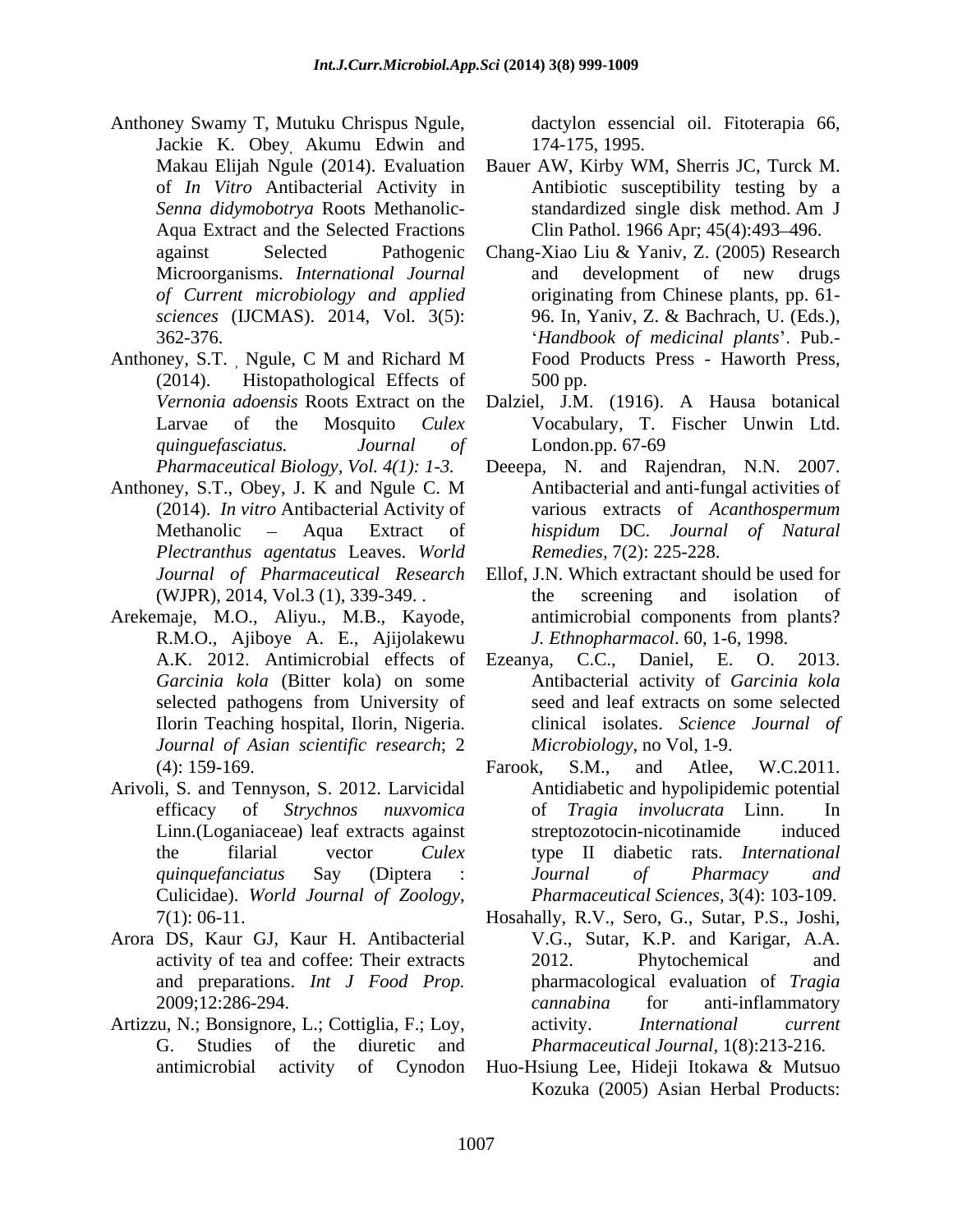Anthoney Swamy T, Mutuku Chrispus Ngule, Jackie K. Obey, Akumu Edwin and Makau Elijah Ngule (2014). Evaluation of *In Vitro* Antibacterial Activity in *Senna didymobotrya* Roots Methanolic-Aqua Extract and the Selected Fractions against Selected Pathogenic Microorganisms. *International Journal of Current microbiology and applied sciences* (IJCMAS). 2014, Vol. 3(5): 362-376.

Anthoney, S.T. , Ngule, C M and Richard M (2014). Histopathological Effects of *Vernonia adoensis* Roots Extract on the Larvae of the Mosquito *Culex quinguefasciatus. Journal of Pharmaceutical Biology, Vol. 4(1): 1-3.*

Anthoney, S.T., Obey, J. K and Ngule C. M (2014). *In vitro* Antibacterial Activity of Methanolic – Aqua Extract of *Plectranthus agentatus* Leaves. *World Journal of Pharmaceutical Research* (WJPR), 2014, Vol.3 (1), 339-349. .

Arekemaje, M.O., Aliyu., M.B., Kayode, R.M.O., Ajiboye A. E., Ajijolakewu A.K. 2012. Antimicrobial effects of *Garcinia kola* (Bitter kola) on some selected pathogens from University of Ilorin Teaching hospital, Ilorin, Nigeria. *Journal of Asian scientific research*; 2 (4): 159-169.

Arivoli, S. and Tennyson, S. 2012. Larvicidal efficacy of *Strychnos nuxvomica* Linn.(Loganiaceae) leaf extracts against the filarial vector *Culex quinquefanciatus* Say (Diptera : Culicidae). *World Journal of Zoology*, 7(1): 06-11.

Arora DS, Kaur GJ, Kaur H. Antibacterial activity of tea and coffee: Their extracts and preparations. *Int J Food Prop.* 2009;12:286-294.

Artizzu, N.; Bonsignore, L.; Cottiglia, F.; Loy, G. Studies of the diuretic and antimicrobial activity of Cynodon dactylon essencial oil. Fitoterapia 66, 174-175, 1995.

Bauer AW, Kirby WM, Sherris JC, Turck M. Antibiotic susceptibility testing by a standardized single disk method. Am J Clin Pathol. 1966 Apr; 45(4):493–496.

Chang-Xiao Liu & Yaniv, Z. (2005) Research and development of new drugs originating from Chinese plants, pp. 61-96. In, Yaniv, Z. & Bachrach, U. (Eds.), '*Handbook of medicinal plants*'. Pub.- Food Products Press - Haworth Press, 500 pp.

Dalziel, J.M. (1916). A Hausa botanical Vocabulary, T. Fischer Unwin Ltd. London.pp. 67-69

Deeepa, N. and Rajendran, N.N. 2007. Antibacterial and anti-fungal activities of various extracts of *Acanthospermum hispidum* DC. *Journal of Natural Remedies*, 7(2): 225-228.

Ellof, J.N. Which extractant should be used for the screening and isolation of antimicrobial components from plants? *J. Ethnopharmacol*. 60, 1-6, 1998.

Ezeanya, C.C., Daniel, E. O. 2013. Antibacterial activity of *Garcinia kola* seed and leaf extracts on some selected clinical isolates. *Science Journal of Microbiology*, no Vol, 1-9.

Farook, S.M., and Atlee, W.C.2011. Antidiabetic and hypolipidemic potential of *Tragia involucrata* Linn. In streptozotocin-nicotinamide induced type II diabetic rats. *International Journal of Pharmacy and Pharmaceutical Sciences,* 3(4): 103-109.

Hosahally, R.V., Sero, G., Sutar, P.S., Joshi, V.G., Sutar, K.P. and Karigar, A.A. 2012. Phytochemical and pharmacological evaluation of *Tragia cannabina* for anti-inflammatory activity. *International current Pharmaceutical Journal,* 1(8):213-216.

Huo-Hsiung Lee, Hideji Itokawa & Mutsuo Kozuka (2005) Asian Herbal Products: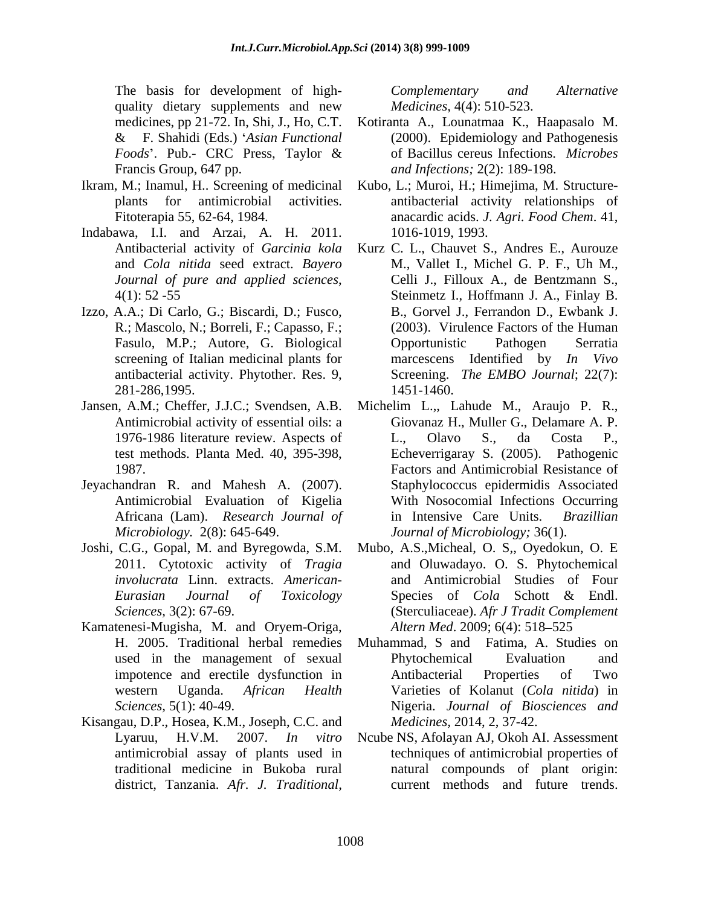The basis for development of high-quality dietary supplements and new medicines, pp 21-72. In, Shi, J., Ho, C.T. & F. Shahidi (Eds.) '*Asian Functional Foods*'. Pub.- CRC Press, Taylor & Francis Group, 647 pp.

Ikram, M.; Inamul, H.. Screening of medicinal plants for antimicrobial activities. Fitoterapia 55, 62-64, 1984.

Indabawa, I.I. and Arzai, A. H. 2011. Antibacterial activity of *Garcinia kola* and *Cola nitida* seed extract. *Bayero Journal of pure and applied sciences*, 4(1): 52 -55

Izzo, A.A.; Di Carlo, G.; Biscardi, D.; Fusco, R.; Mascolo, N.; Borreli, F.; Capasso, F.; Fasulo, M.P.; Autore, G. Biological screening of Italian medicinal plants for antibacterial activity. Phytother. Res. 9, 281-286,1995.

Jansen, A.M.; Cheffer, J.J.C.; Svendsen, A.B. Antimicrobial activity of essential oils: a 1976-1986 literature review. Aspects of test methods. Planta Med. 40, 395-398, 1987.

Jeyachandran R. and Mahesh A. (2007). Antimicrobial Evaluation of Kigelia Africana (Lam). *Research Journal of Microbiology.* 2(8): 645-649.

Joshi, C.G., Gopal, M. and Byregowda, S.M. 2011. Cytotoxic activity of *Tragia involucrata* Linn. extracts. *American-Eurasian Journal of Toxicology Sciences*, 3(2): 67-69.

Kamatenesi-Mugisha, M. and Oryem-Origa, H. 2005. Traditional herbal remedies used in the management of sexual impotence and erectile dysfunction in western Uganda. *African Health Sciences*, 5(1): 40-49.

Kisangau, D.P., Hosea, K.M., Joseph, C.C. and Lyaruu, H.V.M. 2007. *In vitro* antimicrobial assay of plants used in traditional medicine in Bukoba rural district, Tanzania. *Afr. J. Traditional, Complementary and Alternative Medicines,* 4(4): 510-523.

Kotiranta A., Lounatmaa K., Haapasalo M. (2000). Epidemiology and Pathogenesis of Bacillus cereus Infections. *Microbes and Infections;* 2(2): 189-198.

Kubo, L.; Muroi, H.; Himejima, M. Structure-antibacterial activity relationships of anacardic acids. *J. Agri. Food Chem*. 41, 1016-1019, 1993.

Kurz C. L., Chauvet S., Andres E., Aurouze M., Vallet I., Michel G. P. F., Uh M., Celli J., Filloux A., de Bentzmann S., Steinmetz I., Hoffmann J. A., Finlay B. B., Gorvel J., Ferrandon D., Ewbank J. (2003). Virulence Factors of the Human Opportunistic Pathogen Serratia marcescens Identified by *In Vivo* Screening. *The EMBO Journal*; 22(7): 1451-1460.

Michelim L.,, Lahude M., Araujo P. R., Giovanaz H., Muller G., Delamare A. P. L., Olavo S., da Costa P., Echeverrigaray S. (2005). Pathogenic Factors and Antimicrobial Resistance of Staphylococcus epidermidis Associated With Nosocomial Infections Occurring in Intensive Care Units. *Brazillian Journal of Microbiology;* 36(1).

Mubo, A.S.,Micheal, O. S,, Oyedokun, O. E and Oluwadayo. O. S. Phytochemical and Antimicrobial Studies of Four Species of *Cola* Schott & Endl. (Sterculiaceae). *Afr J Tradit Complement Altern Med*. 2009; 6(4): 518–525

Muhammad, S and Fatima, A. Studies on Phytochemical Evaluation and Antibacterial Properties of Two Varieties of Kolanut (*Cola nitida*) in Nigeria. *Journal of Biosciences and Medicines,* 2014, 2, 37-42.

Ncube NS, Afolayan AJ, Okoh AI. Assessment techniques of antimicrobial properties of natural compounds of plant origin: current methods and future trends.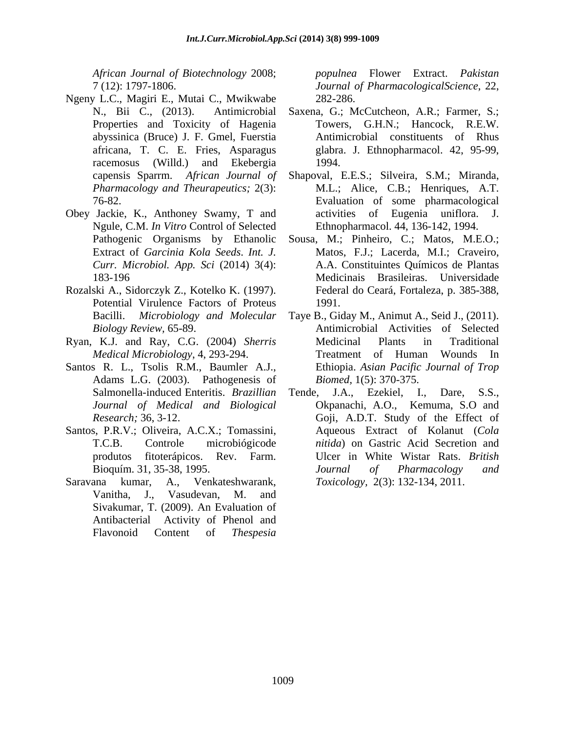*African Journal of Biotechnology* 2008; 7 (12): 1797-1806.

Ngeny L.C., Magiri E., Mutai C., Mwikwabe N., Bii C., (2013). Antimicrobial Properties and Toxicity of Hagenia abyssinica (Bruce) J. F. Gmel, Fuerstia africana, T. C. E. Fries, Asparagus racemosus (Willd.) and Ekebergia capensis Sparrm. *African Journal of Pharmacology and Theurapeutics;* 2(3): 76-82.

Obey Jackie, K., Anthoney Swamy, T and Ngule, C.M. *In Vitro* Control of Selected Pathogenic Organisms by Ethanolic Extract of *Garcinia Kola Seeds*. *Int. J. Curr. Microbiol. App. Sci* (2014) 3(4): 183-196

Rozalski A., Sidorczyk Z., Kotelko K. (1997). Potential Virulence Factors of Proteus Bacilli. *Microbiology and Molecular Biology Review,* 65-89.

Ryan, K.J. and Ray, C.G. (2004) *Sherris Medical Microbiology*, 4, 293-294.

Santos R. L., Tsolis R.M., Baumler A.J., Adams L.G. (2003). Pathogenesis of Salmonella-induced Enteritis. *Brazillian Journal of Medical and Biological Research;* 36, 3-12.

Santos, P.R.V.; Oliveira, A.C.X.; Tomassini, T.C.B. Controle microbiógicode produtos fitoterápicos. Rev. Farm. Bioquím. 31, 35-38, 1995.

Saravana kumar, A., Venkateshwarank, Vanitha, J., Vasudevan, M. and Sivakumar, T. (2009). An Evaluation of Antibacterial Activity of Phenol and Flavonoid Content of *Thespesia populnea* Flower Extract. *Pakistan Journal of PharmacologicalScience*, 22, 282-286.

Saxena, G.; McCutcheon, A.R.; Farmer, S.; Towers, G.H.N.; Hancock, R.E.W. Antimicrobial constituents of Rhus glabra. J. Ethnopharmacol. 42, 95-99, 1994.

Shapoval, E.E.S.; Silveira, S.M.; Miranda, M.L.; Alice, C.B.; Henriques, A.T. Evaluation of some pharmacological activities of Eugenia uniflora. J. Ethnopharmacol. 44, 136-142, 1994.

Sousa, M.; Pinheiro, C.; Matos, M.E.O.; Matos, F.J.; Lacerda, M.I.; Craveiro, A.A. Constituintes Químicos de Plantas Medicinais Brasileiras. Universidade Federal do Ceará, Fortaleza, p. 385-388, 1991.

Taye B., Giday M., Animut A., Seid J., (2011). Antimicrobial Activities of Selected Medicinal Plants in Traditional Treatment of Human Wounds In Ethiopia. *Asian Pacific Journal of Trop Biomed*, 1(5): 370-375.

Tende, J.A., Ezekiel, I., Dare, S.S., Okpanachi, A.O., Kemuma, S.O and Goji, A.D.T. Study of the Effect of Aqueous Extract of Kolanut (*Cola nitida*) on Gastric Acid Secretion and Ulcer in White Wistar Rats. *British Journal of Pharmacology and Toxicology,* 2(3): 132-134, 2011.